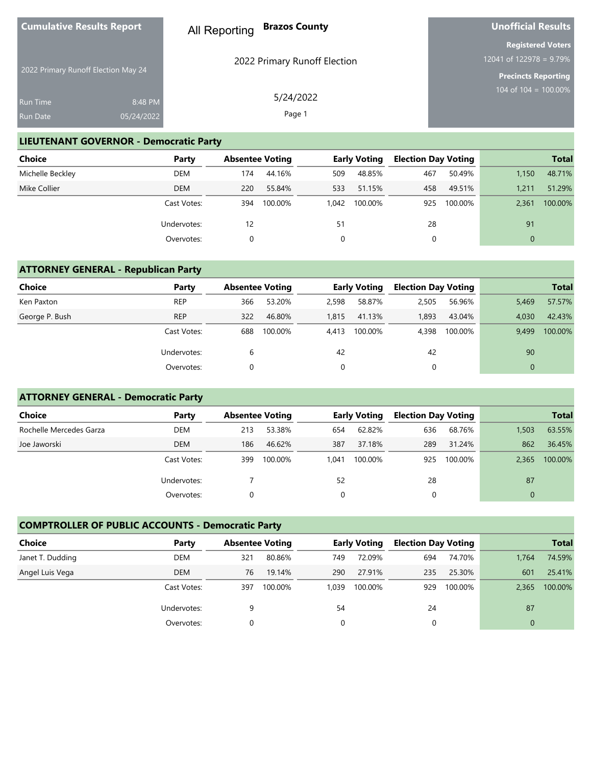**Cumulative Results Report**

2022 Primary Runoff Election May 24

Run Time 8:48 PM
Run Date 05/24/2022

All Reporting **Brazos County**

2022 Primary Runoff Election

5/24/2022

**Unofficial Results**

**Registered Voters**
12041 of 122978 = 9.79%

**Precincts Reporting**
104 of 104 = 100.00%

## LIEUTENANT GOVERNOR - Democratic Party

| Choice | Party | Absentee Voting | | Early Voting | | Election Day Voting | | Total | |
|---|---|---|---|---|---|---|---|---|---|
| Michelle Beckley | DEM | 174 | 44.16% | 509 | 48.85% | 467 | 50.49% | 1,150 | 48.71% |
| Mike Collier | DEM | 220 | 55.84% | 533 | 51.15% | 458 | 49.51% | 1,211 | 51.29% |
| | Cast Votes: | 394 | 100.00% | 1,042 | 100.00% | 925 | 100.00% | 2,361 | 100.00% |
| | Undervotes: | 12 | | 51 | | 28 | | 91 | |
| | Overvotes: | 0 | | 0 | | 0 | | 0 | |

## ATTORNEY GENERAL - Republican Party

| Choice | Party | Absentee Voting | | Early Voting | | Election Day Voting | | Total | |
|---|---|---|---|---|---|---|---|---|---|
| Ken Paxton | REP | 366 | 53.20% | 2,598 | 58.87% | 2,505 | 56.96% | 5,469 | 57.57% |
| George P. Bush | REP | 322 | 46.80% | 1,815 | 41.13% | 1,893 | 43.04% | 4,030 | 42.43% |
| | Cast Votes: | 688 | 100.00% | 4,413 | 100.00% | 4,398 | 100.00% | 9,499 | 100.00% |
| | Undervotes: | 6 | | 42 | | 42 | | 90 | |
| | Overvotes: | 0 | | 0 | | 0 | | 0 | |

## ATTORNEY GENERAL - Democratic Party

| Choice | Party | Absentee Voting | | Early Voting | | Election Day Voting | | Total | |
|---|---|---|---|---|---|---|---|---|---|
| Rochelle Mercedes Garza | DEM | 213 | 53.38% | 654 | 62.82% | 636 | 68.76% | 1,503 | 63.55% |
| Joe Jaworski | DEM | 186 | 46.62% | 387 | 37.18% | 289 | 31.24% | 862 | 36.45% |
| | Cast Votes: | 399 | 100.00% | 1,041 | 100.00% | 925 | 100.00% | 2,365 | 100.00% |
| | Undervotes: | 7 | | 52 | | 28 | | 87 | |
| | Overvotes: | 0 | | 0 | | 0 | | 0 | |

## COMPTROLLER OF PUBLIC ACCOUNTS - Democratic Party

| Choice | Party | Absentee Voting | | Early Voting | | Election Day Voting | | Total | |
|---|---|---|---|---|---|---|---|---|---|
| Janet T. Dudding | DEM | 321 | 80.86% | 749 | 72.09% | 694 | 74.70% | 1,764 | 74.59% |
| Angel Luis Vega | DEM | 76 | 19.14% | 290 | 27.91% | 235 | 25.30% | 601 | 25.41% |
| | Cast Votes: | 397 | 100.00% | 1,039 | 100.00% | 929 | 100.00% | 2,365 | 100.00% |
| | Undervotes: | 9 | | 54 | | 24 | | 87 | |
| | Overvotes: | 0 | | 0 | | 0 | | 0 | |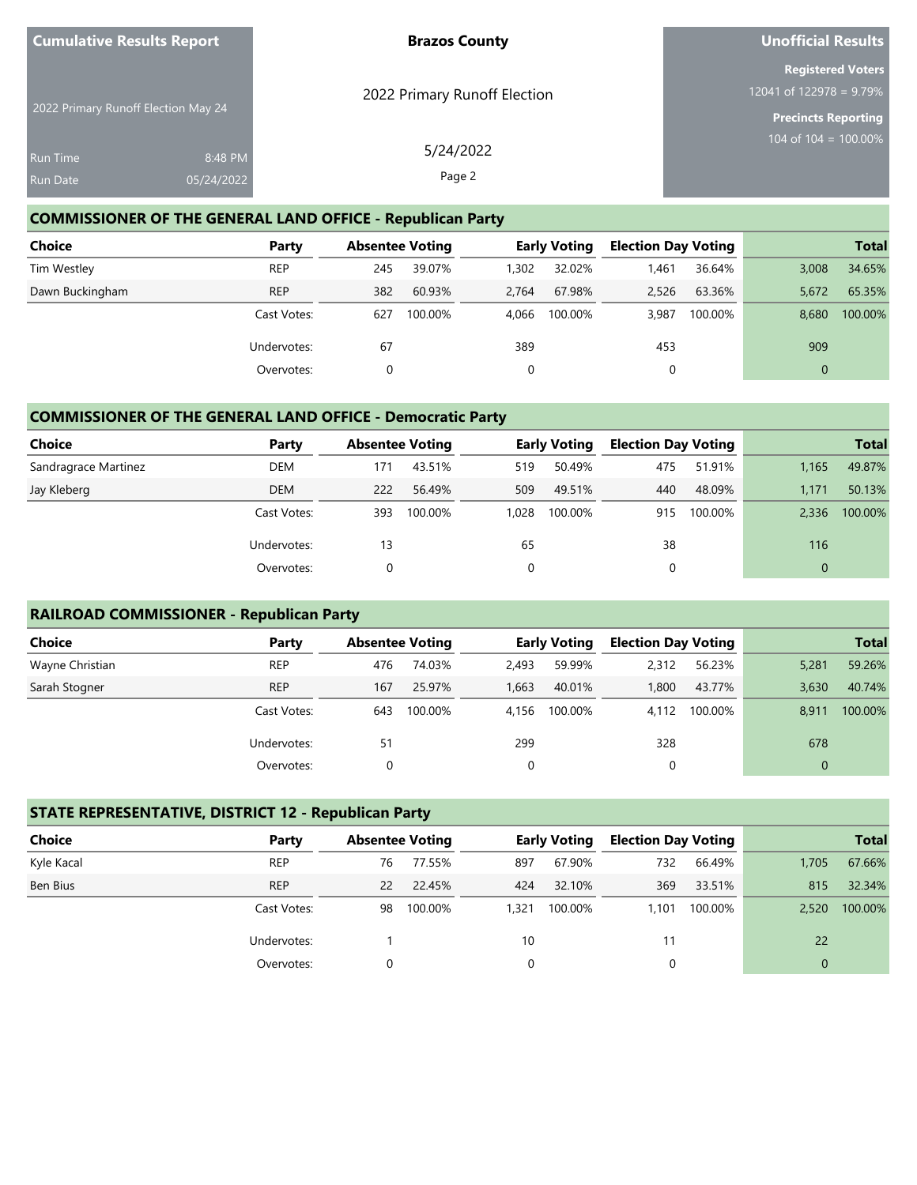**Cumulative Results Report**

2022 Primary Runoff Election May 24

Run Time 8:48 PM
Run Date 05/24/2022

**Brazos County**

2022 Primary Runoff Election

5/24/2022

**Unofficial Results**

**Registered Voters**
12041 of 122978 = 9.79%

**Precincts Reporting**
104 of 104 = 100.00%

## COMMISSIONER OF THE GENERAL LAND OFFICE - Republican Party

| Choice | Party | Absentee Voting | | Early Voting | | Election Day Voting | | Total | |
|---|---|---|---|---|---|---|---|---|---|
| Tim Westley | REP | 245 | 39.07% | 1,302 | 32.02% | 1,461 | 36.64% | 3,008 | 34.65% |
| Dawn Buckingham | REP | 382 | 60.93% | 2,764 | 67.98% | 2,526 | 63.36% | 5,672 | 65.35% |
| | Cast Votes: | 627 | 100.00% | 4,066 | 100.00% | 3,987 | 100.00% | 8,680 | 100.00% |
| | Undervotes: | 67 | | 389 | | 453 | | 909 | |
| | Overvotes: | 0 | | 0 | | 0 | | 0 | |

## COMMISSIONER OF THE GENERAL LAND OFFICE - Democratic Party

| Choice | Party | Absentee Voting | | Early Voting | | Election Day Voting | | Total | |
|---|---|---|---|---|---|---|---|---|---|
| Sandragrace Martinez | DEM | 171 | 43.51% | 519 | 50.49% | 475 | 51.91% | 1,165 | 49.87% |
| Jay Kleberg | DEM | 222 | 56.49% | 509 | 49.51% | 440 | 48.09% | 1,171 | 50.13% |
| | Cast Votes: | 393 | 100.00% | 1,028 | 100.00% | 915 | 100.00% | 2,336 | 100.00% |
| | Undervotes: | 13 | | 65 | | 38 | | 116 | |
| | Overvotes: | 0 | | 0 | | 0 | | 0 | |

## RAILROAD COMMISSIONER - Republican Party

| Choice | Party | Absentee Voting | | Early Voting | | Election Day Voting | | Total | |
|---|---|---|---|---|---|---|---|---|---|
| Wayne Christian | REP | 476 | 74.03% | 2,493 | 59.99% | 2,312 | 56.23% | 5,281 | 59.26% |
| Sarah Stogner | REP | 167 | 25.97% | 1,663 | 40.01% | 1,800 | 43.77% | 3,630 | 40.74% |
| | Cast Votes: | 643 | 100.00% | 4,156 | 100.00% | 4,112 | 100.00% | 8,911 | 100.00% |
| | Undervotes: | 51 | | 299 | | 328 | | 678 | |
| | Overvotes: | 0 | | 0 | | 0 | | 0 | |

## STATE REPRESENTATIVE, DISTRICT 12 - Republican Party

| Choice | Party | Absentee Voting | | Early Voting | | Election Day Voting | | Total | |
|---|---|---|---|---|---|---|---|---|---|
| Kyle Kacal | REP | 76 | 77.55% | 897 | 67.90% | 732 | 66.49% | 1,705 | 67.66% |
| Ben Bius | REP | 22 | 22.45% | 424 | 32.10% | 369 | 33.51% | 815 | 32.34% |
| | Cast Votes: | 98 | 100.00% | 1,321 | 100.00% | 1,101 | 100.00% | 2,520 | 100.00% |
| | Undervotes: | 1 | | 10 | | 11 | | 22 | |
| | Overvotes: | 0 | | 0 | | 0 | | 0 | |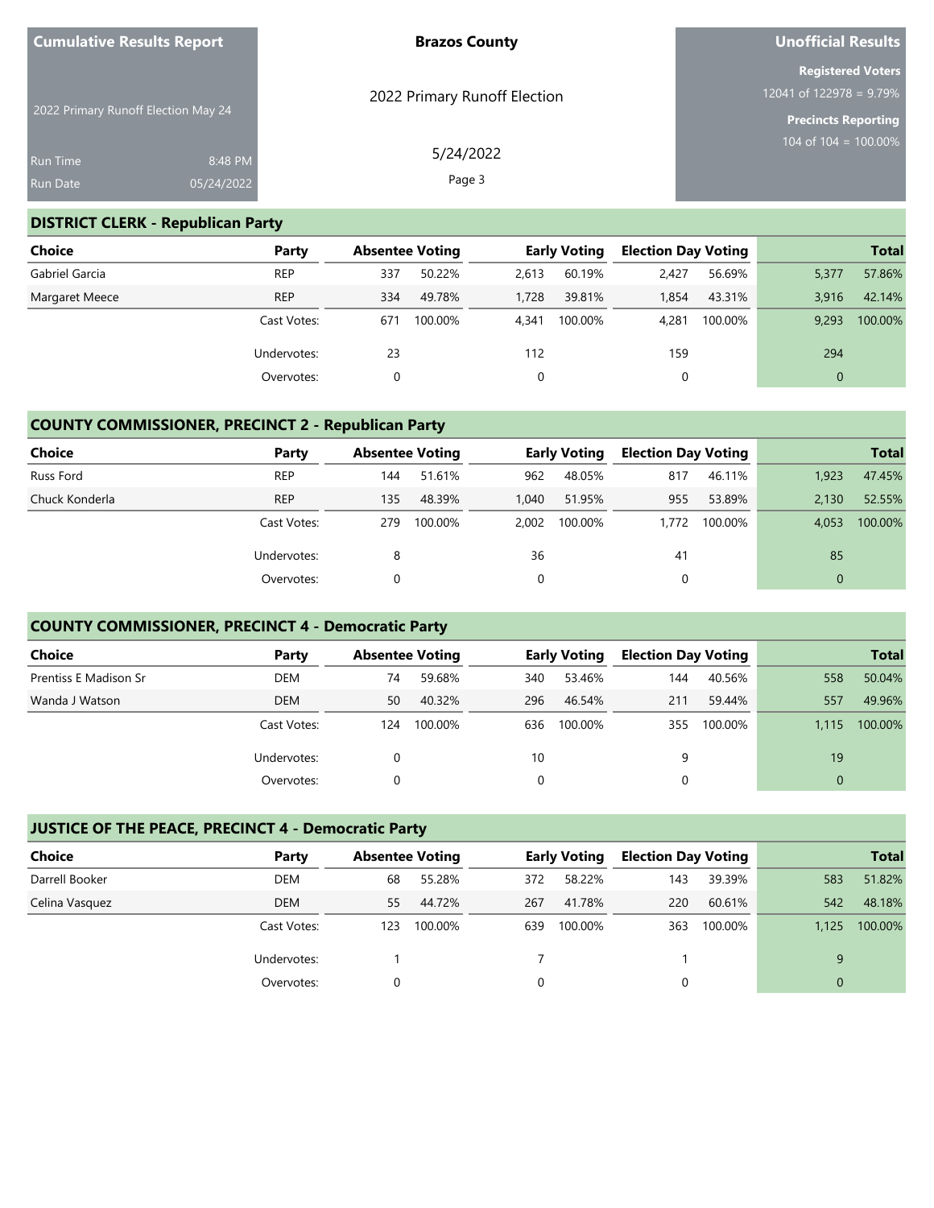Cumulative Results Report

2022 Primary Runoff Election May 24

Run Time 8:48 PM
Run Date 05/24/2022

**Brazos County**

2022 Primary Runoff Election

5/24/2022

**Unofficial Results**

**Registered Voters**
12041 of 122978 = 9.79%

**Precincts Reporting**
104 of 104 = 100.00%

## DISTRICT CLERK - Republican Party

| Choice | Party | Absentee Voting | | Early Voting | | Election Day Voting | | Total | |
|---|---|---|---|---|---|---|---|---|---|
| Gabriel Garcia | REP | 337 | 50.22% | 2,613 | 60.19% | 2,427 | 56.69% | 5,377 | 57.86% |
| Margaret Meece | REP | 334 | 49.78% | 1,728 | 39.81% | 1,854 | 43.31% | 3,916 | 42.14% |
| | Cast Votes: | 671 | 100.00% | 4,341 | 100.00% | 4,281 | 100.00% | 9,293 | 100.00% |
| | Undervotes: | 23 | | 112 | | 159 | | 294 | |
| | Overvotes: | 0 | | 0 | | 0 | | 0 | |

## COUNTY COMMISSIONER, PRECINCT 2 - Republican Party

| Choice | Party | Absentee Voting | | Early Voting | | Election Day Voting | | Total | |
|---|---|---|---|---|---|---|---|---|---|
| Russ Ford | REP | 144 | 51.61% | 962 | 48.05% | 817 | 46.11% | 1,923 | 47.45% |
| Chuck Konderla | REP | 135 | 48.39% | 1,040 | 51.95% | 955 | 53.89% | 2,130 | 52.55% |
| | Cast Votes: | 279 | 100.00% | 2,002 | 100.00% | 1,772 | 100.00% | 4,053 | 100.00% |
| | Undervotes: | 8 | | 36 | | 41 | | 85 | |
| | Overvotes: | 0 | | 0 | | 0 | | 0 | |

## COUNTY COMMISSIONER, PRECINCT 4 - Democratic Party

| Choice | Party | Absentee Voting | | Early Voting | | Election Day Voting | | Total | |
|---|---|---|---|---|---|---|---|---|---|
| Prentiss E Madison Sr | DEM | 74 | 59.68% | 340 | 53.46% | 144 | 40.56% | 558 | 50.04% |
| Wanda J Watson | DEM | 50 | 40.32% | 296 | 46.54% | 211 | 59.44% | 557 | 49.96% |
| | Cast Votes: | 124 | 100.00% | 636 | 100.00% | 355 | 100.00% | 1,115 | 100.00% |
| | Undervotes: | 0 | | 10 | | 9 | | 19 | |
| | Overvotes: | 0 | | 0 | | 0 | | 0 | |

## JUSTICE OF THE PEACE, PRECINCT 4 - Democratic Party

| Choice | Party | Absentee Voting | | Early Voting | | Election Day Voting | | Total | |
|---|---|---|---|---|---|---|---|---|---|
| Darrell Booker | DEM | 68 | 55.28% | 372 | 58.22% | 143 | 39.39% | 583 | 51.82% |
| Celina Vasquez | DEM | 55 | 44.72% | 267 | 41.78% | 220 | 60.61% | 542 | 48.18% |
| | Cast Votes: | 123 | 100.00% | 639 | 100.00% | 363 | 100.00% | 1,125 | 100.00% |
| | Undervotes: | 1 | | 7 | | 1 | | 9 | |
| | Overvotes: | 0 | | 0 | | 0 | | 0 | |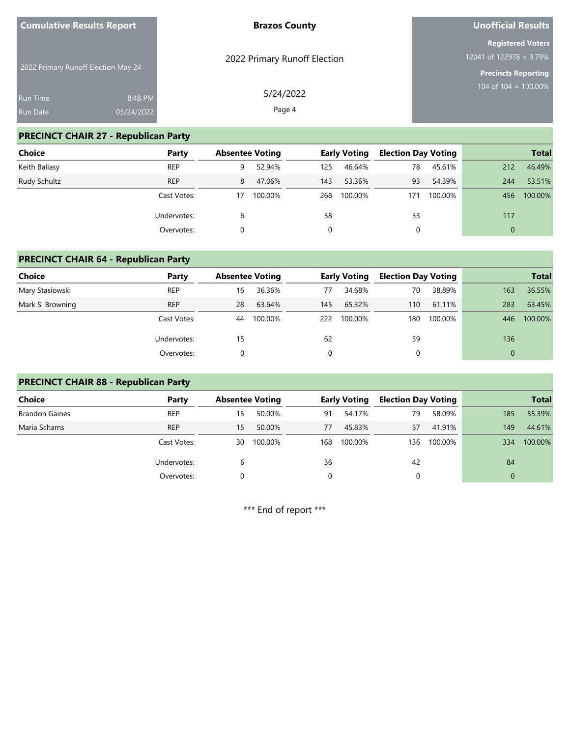Cumulative Results Report

2022 Primary Runoff Election May 24

Run Time 8:48 PM
Run Date 05/24/2022

**Brazos County**

2022 Primary Runoff Election

5/24/2022

**Unofficial Results**

**Registered Voters**
12041 of 122978 = 9.79%

**Precincts Reporting**
104 of 104 = 100.00%

## PRECINCT CHAIR 27 - Republican Party

| Choice | Party | Absentee Voting | | Early Voting | | Election Day Voting | | Total | |
|---|---|---|---|---|---|---|---|---|---|
| Keith Ballasy | REP | 9 | 52.94% | 125 | 46.64% | 78 | 45.61% | 212 | 46.49% |
| Rudy Schultz | REP | 8 | 47.06% | 143 | 53.36% | 93 | 54.39% | 244 | 53.51% |
| | Cast Votes: | 17 | 100.00% | 268 | 100.00% | 171 | 100.00% | 456 | 100.00% |
| | Undervotes: | 6 | | 58 | | 53 | | 117 | |
| | Overvotes: | 0 | | 0 | | 0 | | 0 | |

## PRECINCT CHAIR 64 - Republican Party

| Choice | Party | Absentee Voting | | Early Voting | | Election Day Voting | | Total | |
|---|---|---|---|---|---|---|---|---|---|
| Mary Stasiowski | REP | 16 | 36.36% | 77 | 34.68% | 70 | 38.89% | 163 | 36.55% |
| Mark S. Browning | REP | 28 | 63.64% | 145 | 65.32% | 110 | 61.11% | 283 | 63.45% |
| | Cast Votes: | 44 | 100.00% | 222 | 100.00% | 180 | 100.00% | 446 | 100.00% |
| | Undervotes: | 15 | | 62 | | 59 | | 136 | |
| | Overvotes: | 0 | | 0 | | 0 | | 0 | |

## PRECINCT CHAIR 88 - Republican Party

| Choice | Party | Absentee Voting | | Early Voting | | Election Day Voting | | Total | |
|---|---|---|---|---|---|---|---|---|---|
| Brandon Gaines | REP | 15 | 50.00% | 91 | 54.17% | 79 | 58.09% | 185 | 55.39% |
| Maria Schams | REP | 15 | 50.00% | 77 | 45.83% | 57 | 41.91% | 149 | 44.61% |
| | Cast Votes: | 30 | 100.00% | 168 | 100.00% | 136 | 100.00% | 334 | 100.00% |
| | Undervotes: | 6 | | 36 | | 42 | | 84 | |
| | Overvotes: | 0 | | 0 | | 0 | | 0 | |

*** End of report ***